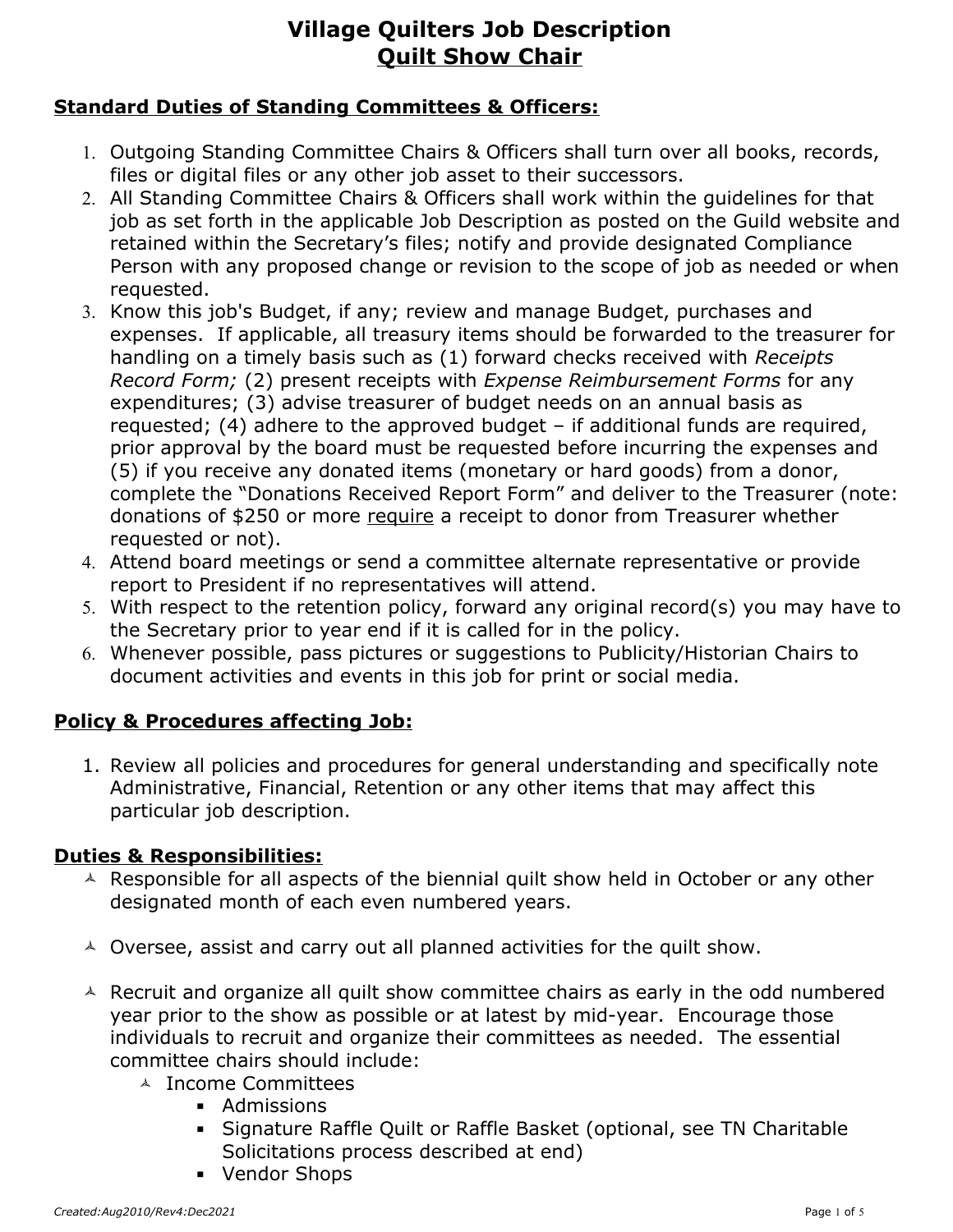# Village Quilters Job Description
## Quilt Show Chair

**Standard Duties of Standing Committees & Officers:**

1. Outgoing Standing Committee Chairs & Officers shall turn over all books, records, files or digital files or any other job asset to their successors.
2. All Standing Committee Chairs & Officers shall work within the guidelines for that job as set forth in the applicable Job Description as posted on the Guild website and retained within the Secretary's files; notify and provide designated Compliance Person with any proposed change or revision to the scope of job as needed or when requested.
3. Know this job's Budget, if any; review and manage Budget, purchases and expenses. If applicable, all treasury items should be forwarded to the treasurer for handling on a timely basis such as (1) forward checks received with *Receipts Record Form;* (2) present receipts with *Expense Reimbursement Forms* for any expenditures; (3) advise treasurer of budget needs on an annual basis as requested; (4) adhere to the approved budget – if additional funds are required, prior approval by the board must be requested before incurring the expenses and (5) if you receive any donated items (monetary or hard goods) from a donor, complete the "Donations Received Report Form" and deliver to the Treasurer (note: donations of $250 or more require a receipt to donor from Treasurer whether requested or not).
4. Attend board meetings or send a committee alternate representative or provide report to President if no representatives will attend.
5. With respect to the retention policy, forward any original record(s) you may have to the Secretary prior to year end if it is called for in the policy.
6. Whenever possible, pass pictures or suggestions to Publicity/Historian Chairs to document activities and events in this job for print or social media.

**Policy & Procedures affecting Job:**

1. Review all policies and procedures for general understanding and specifically note Administrative, Financial, Retention or any other items that may affect this particular job description.

**Duties & Responsibilities:**

- Responsible for all aspects of the biennial quilt show held in October or any other designated month of each even numbered years.

- Oversee, assist and carry out all planned activities for the quilt show.

- Recruit and organize all quilt show committee chairs as early in the odd numbered year prior to the show as possible or at latest by mid-year. Encourage those individuals to recruit and organize their committees as needed. The essential committee chairs should include:
  - Income Committees
    - Admissions
    - Signature Raffle Quilt or Raffle Basket (optional, see TN Charitable Solicitations process described at end)
    - Vendor Shops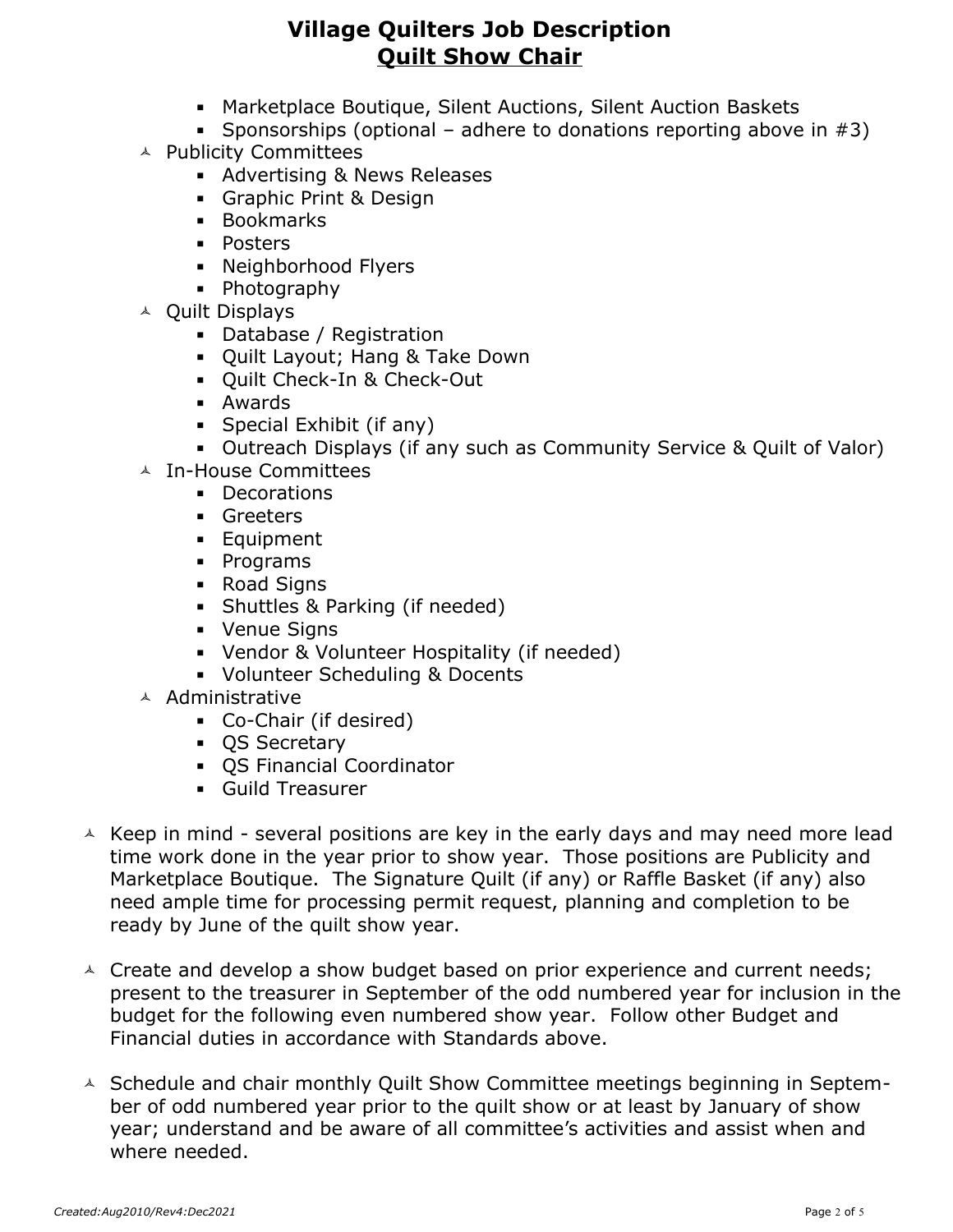# Village Quilters Job Description
## Quilt Show Chair

        - Marketplace Boutique, Silent Auctions, Silent Auction Baskets
        - Sponsorships (optional – adhere to donations reporting above in #3)
    - Publicity Committees
        - Advertising & News Releases
        - Graphic Print & Design
        - Bookmarks
        - Posters
        - Neighborhood Flyers
        - Photography
    - Quilt Displays
        - Database / Registration
        - Quilt Layout; Hang & Take Down
        - Quilt Check-In & Check-Out
        - Awards
        - Special Exhibit (if any)
        - Outreach Displays (if any such as Community Service & Quilt of Valor)
    - In-House Committees
        - Decorations
        - Greeters
        - Equipment
        - Programs
        - Road Signs
        - Shuttles & Parking (if needed)
        - Venue Signs
        - Vendor & Volunteer Hospitality (if needed)
        - Volunteer Scheduling & Docents
    - Administrative
        - Co-Chair (if desired)
        - QS Secretary
        - QS Financial Coordinator
        - Guild Treasurer

- Keep in mind - several positions are key in the early days and may need more lead time work done in the year prior to show year. Those positions are Publicity and Marketplace Boutique. The Signature Quilt (if any) or Raffle Basket (if any) also need ample time for processing permit request, planning and completion to be ready by June of the quilt show year.

- Create and develop a show budget based on prior experience and current needs; present to the treasurer in September of the odd numbered year for inclusion in the budget for the following even numbered show year. Follow other Budget and Financial duties in accordance with Standards above.

- Schedule and chair monthly Quilt Show Committee meetings beginning in September of odd numbered year prior to the quilt show or at least by January of show year; understand and be aware of all committee's activities and assist when and where needed.

*Created:Aug2010/Rev4:Dec2021*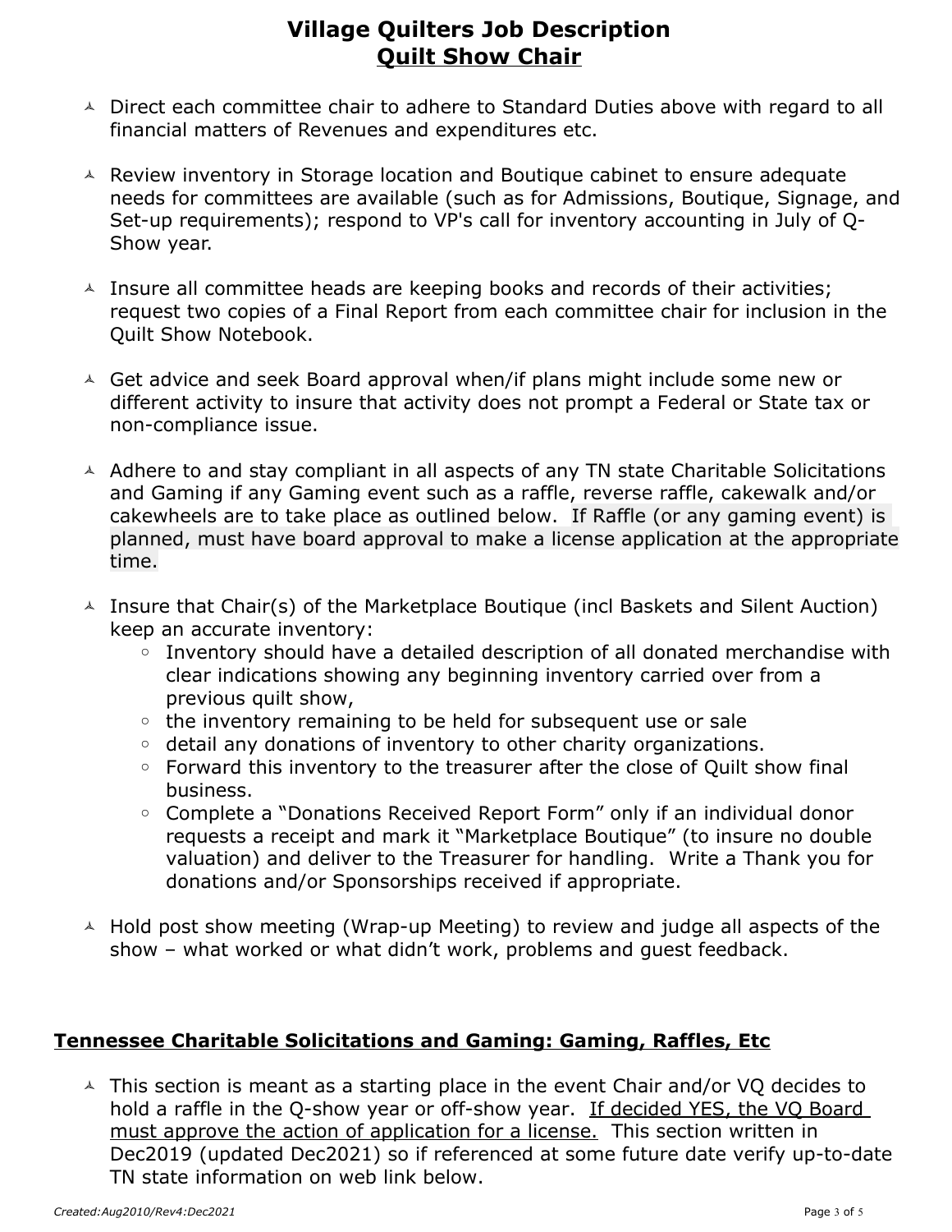# Village Quilters Job Description
## Quilt Show Chair

- Direct each committee chair to adhere to Standard Duties above with regard to all financial matters of Revenues and expenditures etc.

- Review inventory in Storage location and Boutique cabinet to ensure adequate needs for committees are available (such as for Admissions, Boutique, Signage, and Set-up requirements); respond to VP's call for inventory accounting in July of Q-Show year.

- Insure all committee heads are keeping books and records of their activities; request two copies of a Final Report from each committee chair for inclusion in the Quilt Show Notebook.

- Get advice and seek Board approval when/if plans might include some new or different activity to insure that activity does not prompt a Federal or State tax or non-compliance issue.

- Adhere to and stay compliant in all aspects of any TN state Charitable Solicitations and Gaming if any Gaming event such as a raffle, reverse raffle, cakewalk and/or cakewheels are to take place as outlined below. If Raffle (or any gaming event) is planned, must have board approval to make a license application at the appropriate time.

- Insure that Chair(s) of the Marketplace Boutique (incl Baskets and Silent Auction) keep an accurate inventory:
  - Inventory should have a detailed description of all donated merchandise with clear indications showing any beginning inventory carried over from a previous quilt show,
  - the inventory remaining to be held for subsequent use or sale
  - detail any donations of inventory to other charity organizations.
  - Forward this inventory to the treasurer after the close of Quilt show final business.
  - Complete a "Donations Received Report Form" only if an individual donor requests a receipt and mark it "Marketplace Boutique" (to insure no double valuation) and deliver to the Treasurer for handling. Write a Thank you for donations and/or Sponsorships received if appropriate.

- Hold post show meeting (Wrap-up Meeting) to review and judge all aspects of the show – what worked or what didn't work, problems and guest feedback.

## Tennessee Charitable Solicitations and Gaming: Gaming, Raffles, Etc

- This section is meant as a starting place in the event Chair and/or VQ decides to hold a raffle in the Q-show year or off-show year. If decided YES, the VQ Board must approve the action of application for a license. This section written in Dec2019 (updated Dec2021) so if referenced at some future date verify up-to-date TN state information on web link below.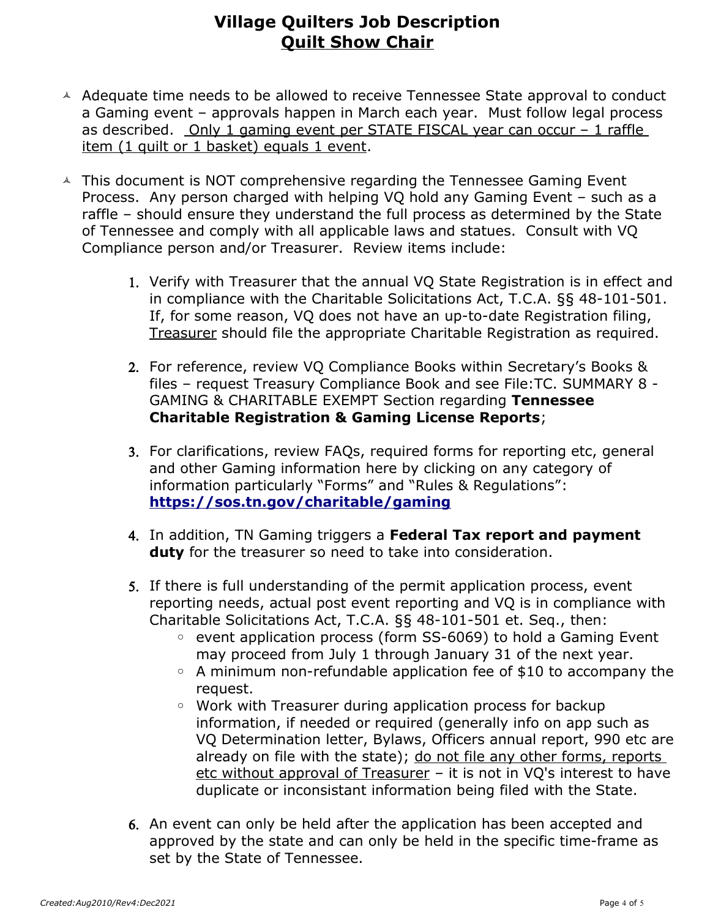# Village Quilters Job Description
## <u>Quilt Show Chair</u>

- Adequate time needs to be allowed to receive Tennessee State approval to conduct a Gaming event – approvals happen in March each year. Must follow legal process as described. <u>Only 1 gaming event per STATE FISCAL year can occur – 1 raffle item (1 quilt or 1 basket) equals 1 event</u>.

- This document is NOT comprehensive regarding the Tennessee Gaming Event Process. Any person charged with helping VQ hold any Gaming Event – such as a raffle – should ensure they understand the full process as determined by the State of Tennessee and comply with all applicable laws and statues. Consult with VQ Compliance person and/or Treasurer. Review items include:

  1. Verify with Treasurer that the annual VQ State Registration is in effect and in compliance with the Charitable Solicitations Act, T.C.A. §§ 48-101-501. If, for some reason, VQ does not have an up-to-date Registration filing, <u>Treasurer</u> should file the appropriate Charitable Registration as required.

  2. For reference, review VQ Compliance Books within Secretary's Books & files – request Treasury Compliance Book and see File:TC. SUMMARY 8 - GAMING & CHARITABLE EXEMPT Section regarding **Tennessee Charitable Registration & Gaming License Reports**;

  3. For clarifications, review FAQs, required forms for reporting etc, general and other Gaming information here by clicking on any category of information particularly "Forms" and "Rules & Regulations": **https://sos.tn.gov/charitable/gaming**

  4. In addition, TN Gaming triggers a **Federal Tax report and payment duty** for the treasurer so need to take into consideration.

  5. If there is full understanding of the permit application process, event reporting needs, actual post event reporting and VQ is in compliance with Charitable Solicitations Act, T.C.A. §§ 48-101-501 et. Seq., then:
     - event application process (form SS-6069) to hold a Gaming Event may proceed from July 1 through January 31 of the next year.
     - A minimum non-refundable application fee of $10 to accompany the request.
     - Work with Treasurer during application process for backup information, if needed or required (generally info on app such as VQ Determination letter, Bylaws, Officers annual report, 990 etc are already on file with the state); <u>do not file any other forms, reports etc without approval of Treasurer</u> – it is not in VQ's interest to have duplicate or inconsistant information being filed with the State.

  6. An event can only be held after the application has been accepted and approved by the state and can only be held in the specific time-frame as set by the State of Tennessee.

*Created:Aug2010/Rev4:Dec2021*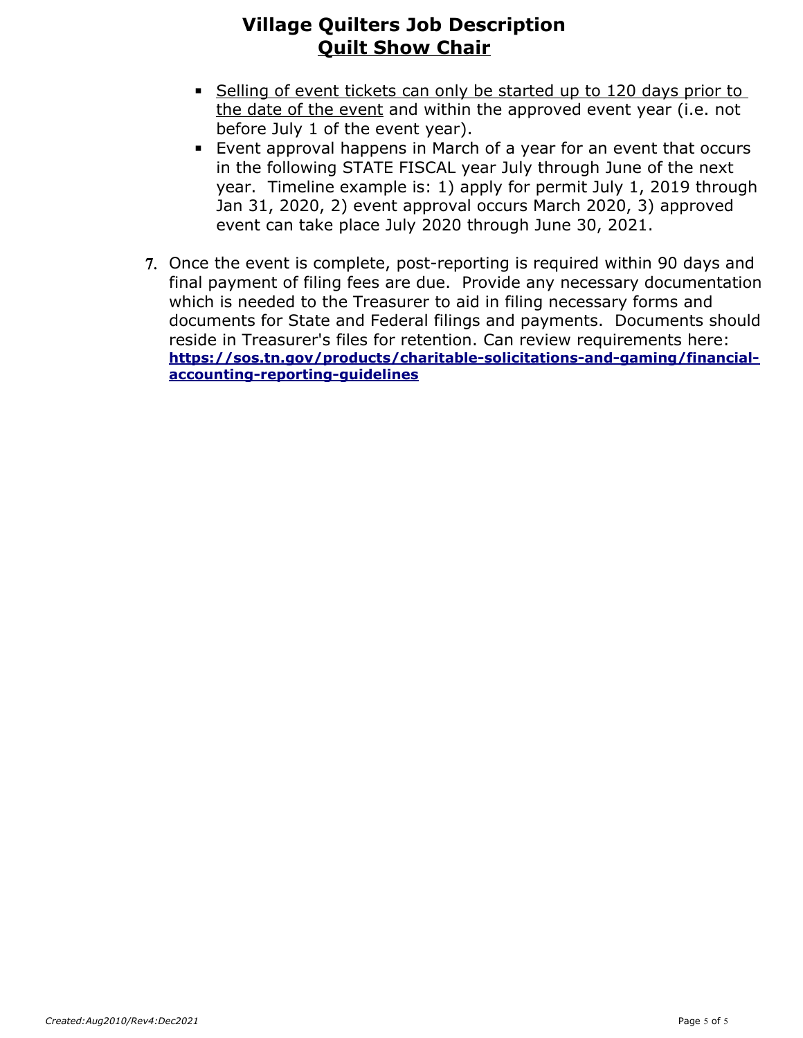# Village Quilters Job Description
## Quilt Show Chair

- Selling of event tickets can only be started up to 120 days prior to the date of the event and within the approved event year (i.e. not before July 1 of the event year).
- Event approval happens in March of a year for an event that occurs in the following STATE FISCAL year July through June of the next year. Timeline example is: 1) apply for permit July 1, 2019 through Jan 31, 2020, 2) event approval occurs March 2020, 3) approved event can take place July 2020 through June 30, 2021.

7. Once the event is complete, post-reporting is required within 90 days and final payment of filing fees are due. Provide any necessary documentation which is needed to the Treasurer to aid in filing necessary forms and documents for State and Federal filings and payments. Documents should reside in Treasurer's files for retention. Can review requirements here: **https://sos.tn.gov/products/charitable-solicitations-and-gaming/financial-accounting-reporting-guidelines**

*Created:Aug2010/Rev4:Dec2021*